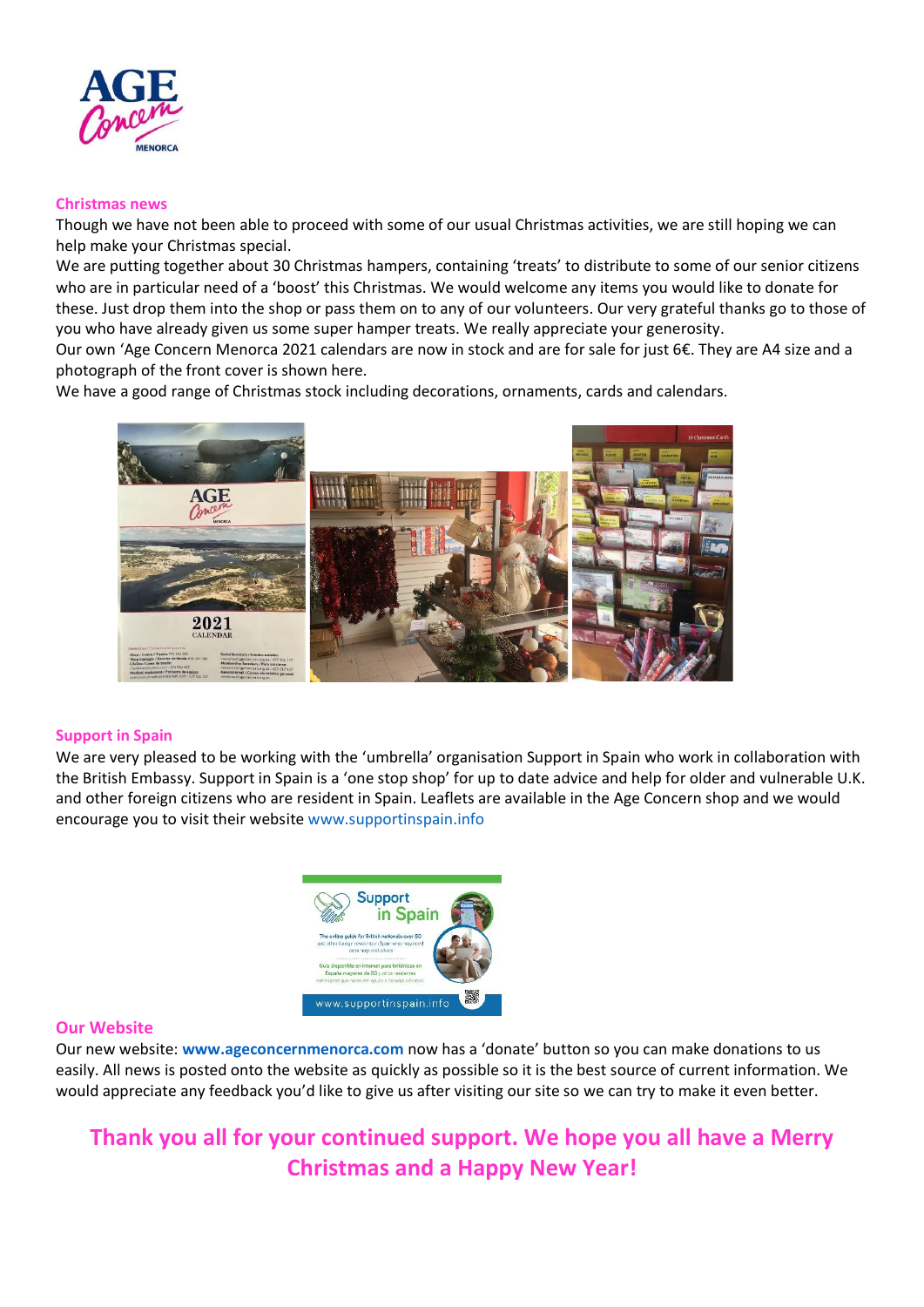## Christmas news

Though we have not been able to proceed with some of our usual Christmas activities, we are still hoping we can help make your Christmas special.

We are putting together about 30 Christmas hampers, containing 'treats' to distribute to some of our senior citizens who are in particular need of a 'boost' this Christmas. We would welcome any items you would like to donate for these. Just drop them into the shop or pass them on to any of our volunteers. Our very grateful thanks go to those of you who have already given us some super hamper treats. We really appreciate your generosity.

Our own 'Age Concern Menorca 2021 calendars are now in stock and are for sale for just 6€. They are A4 size and a photograph of the front cover is shown here.

We have a good range of Christmas stock including decorations, ornaments, cards and calendars.

## Support in Spain

We are very pleased to be working with the 'umbrella' organisation Support in Spain who work in collaboration with the British Embassy. Support in Spain is a 'one stop shop' for up to date advice and help for older and vulnerable U.K. and other foreign citizens who are resident in Spain. Leaflets are available in the Age Concern shop and we would encourage you to visit their website www.supportinspain.info

## Our Website

Our new website: **www.ageconcernmenorca.com** now has a 'donate' button so you can make donations to us easily. All news is posted onto the website as quickly as possible so it is the best source of current information. We would appreciate any feedback you'd like to give us after visiting our site so we can try to make it even better.

**Thank you all for your continued support. We hope you all have a Merry Christmas and a Happy New Year!**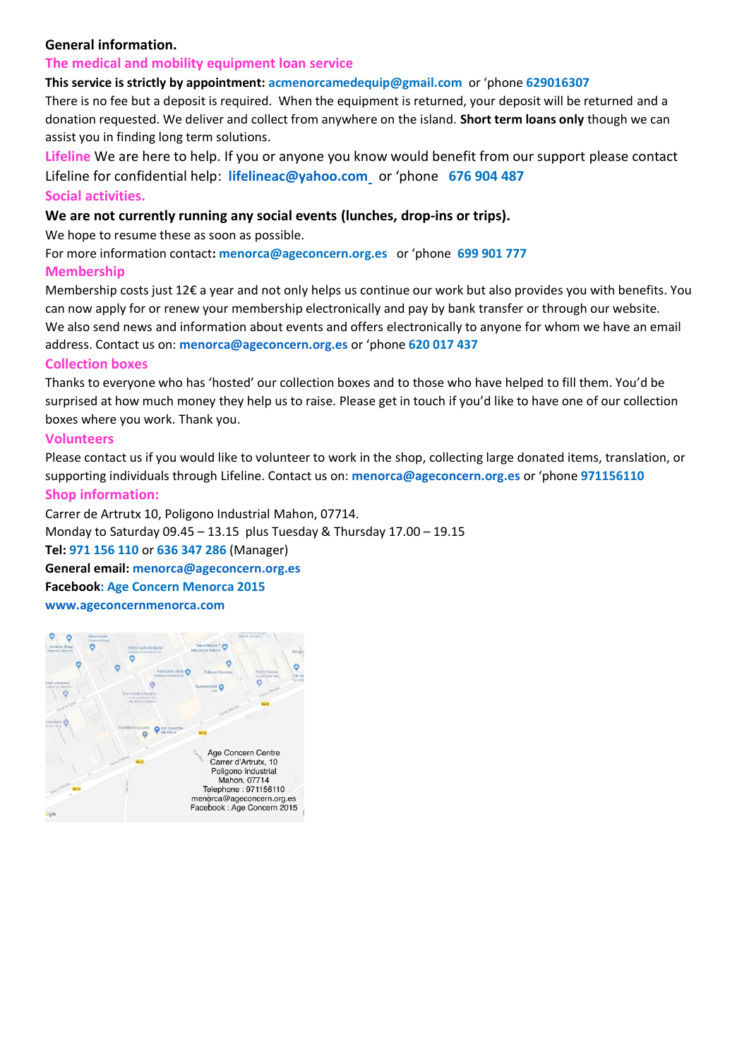**General information.**

## The medical and mobility equipment loan service

**This service is strictly by appointment:** acmenorcamedequip@gmail.com or 'phone 629016307

There is no fee but a deposit is required. When the equipment is returned, your deposit will be returned and a donation requested. We deliver and collect from anywhere on the island. **Short term loans only** though we can assist you in finding long term solutions.

**Lifeline** We are here to help. If you or anyone you know would benefit from our support please contact Lifeline for confidential help: lifelineac@yahoo.com or 'phone 676 904 487

## Social activities.

**We are not currently running any social events (lunches, drop-ins or trips).**

We hope to resume these as soon as possible.

For more information contact**:** menorca@ageconcern.org.es or 'phone 699 901 777

## Membership

Membership costs just 12€ a year and not only helps us continue our work but also provides you with benefits. You can now apply for or renew your membership electronically and pay by bank transfer or through our website. We also send news and information about events and offers electronically to anyone for whom we have an email address. Contact us on: menorca@ageconcern.org.es or 'phone 620 017 437

## Collection boxes

Thanks to everyone who has 'hosted' our collection boxes and to those who have helped to fill them. You'd be surprised at how much money they help us to raise. Please get in touch if you'd like to have one of our collection boxes where you work. Thank you.

## Volunteers

Please contact us if you would like to volunteer to work in the shop, collecting large donated items, translation, or supporting individuals through Lifeline. Contact us on: menorca@ageconcern.org.es or 'phone 971156110

## Shop information:

Carrer de Artrutx 10, Poligono Industrial Mahon, 07714.
Monday to Saturday 09.45 – 13.15 plus Tuesday & Thursday 17.00 – 19.15
**Tel:** 971 156 110 or 636 347 286 (Manager)
**General email:** menorca@ageconcern.org.es
**Facebook**: Age Concern Menorca 2015
www.ageconcernmenorca.com

Age Concern Centre
Carrer d'Artrutx, 10
Poligono Industrial
Mahon, 07714
Telephone : 971156110
menorca@ageconcern.org.es
Facebook : Age Concern 2015